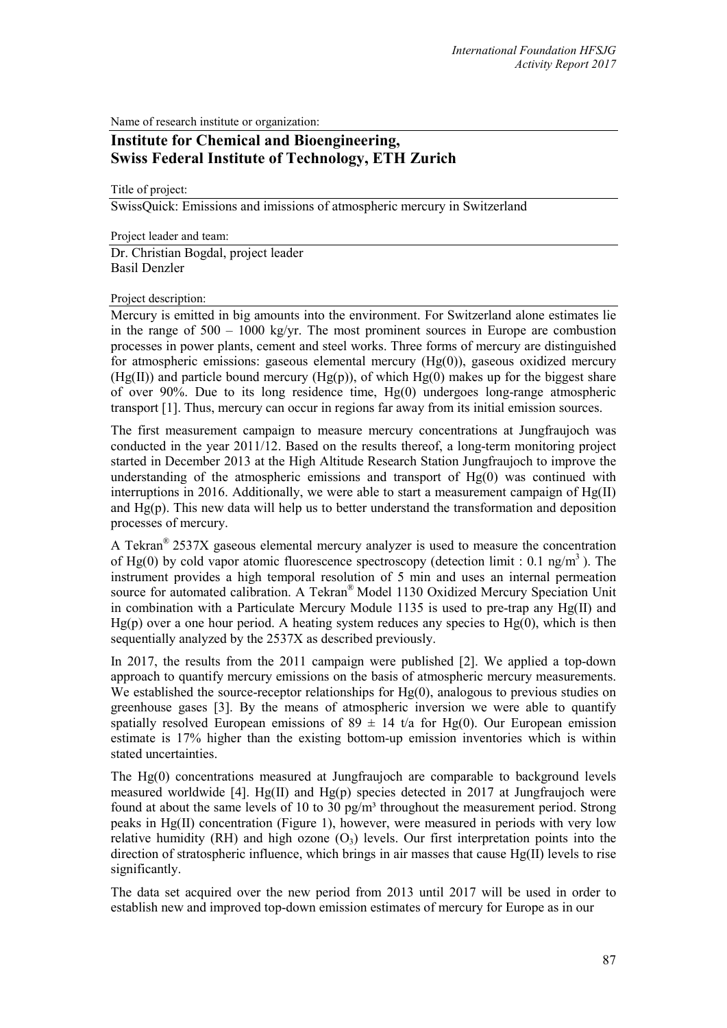Name of research institute or organization:

## Institute for Chemical and Bioengineering, Swiss Federal Institute of Technology, ETH Zurich

Title of project:

SwissQuick: Emissions and imissions of atmospheric mercury in Switzerland

Project leader and team:

Dr. Christian Bogdal, project leader
Basil Denzler

Project description:

Mercury is emitted in big amounts into the environment. For Switzerland alone estimates lie in the range of 500 – 1000 kg/yr. The most prominent sources in Europe are combustion processes in power plants, cement and steel works. Three forms of mercury are distinguished for atmospheric emissions: gaseous elemental mercury (Hg(0)), gaseous oxidized mercury (Hg(II)) and particle bound mercury (Hg(p)), of which Hg(0) makes up for the biggest share of over 90%. Due to its long residence time, Hg(0) undergoes long-range atmospheric transport [1]. Thus, mercury can occur in regions far away from its initial emission sources.

The first measurement campaign to measure mercury concentrations at Jungfraujoch was conducted in the year 2011/12. Based on the results thereof, a long-term monitoring project started in December 2013 at the High Altitude Research Station Jungfraujoch to improve the understanding of the atmospheric emissions and transport of Hg(0) was continued with interruptions in 2016. Additionally, we were able to start a measurement campaign of Hg(II) and Hg(p). This new data will help us to better understand the transformation and deposition processes of mercury.

A Tekran® 2537X gaseous elemental mercury analyzer is used to measure the concentration of Hg(0) by cold vapor atomic fluorescence spectroscopy (detection limit : 0.1 ng/m$^3$ ). The instrument provides a high temporal resolution of 5 min and uses an internal permeation source for automated calibration. A Tekran® Model 1130 Oxidized Mercury Speciation Unit in combination with a Particulate Mercury Module 1135 is used to pre-trap any Hg(II) and Hg(p) over a one hour period. A heating system reduces any species to Hg(0), which is then sequentially analyzed by the 2537X as described previously.

In 2017, the results from the 2011 campaign were published [2]. We applied a top-down approach to quantify mercury emissions on the basis of atmospheric mercury measurements. We established the source-receptor relationships for Hg(0), analogous to previous studies on greenhouse gases [3]. By the means of atmospheric inversion we were able to quantify spatially resolved European emissions of $89 \pm 14$ t/a for Hg(0). Our European emission estimate is 17% higher than the existing bottom-up emission inventories which is within stated uncertainties.

The Hg(0) concentrations measured at Jungfraujoch are comparable to background levels measured worldwide [4]. Hg(II) and Hg(p) species detected in 2017 at Jungfraujoch were found at about the same levels of 10 to 30 pg/m³ throughout the measurement period. Strong peaks in Hg(II) concentration (Figure 1), however, were measured in periods with very low relative humidity (RH) and high ozone ($O_3$) levels. Our first interpretation points into the direction of stratospheric influence, which brings in air masses that cause Hg(II) levels to rise significantly.

The data set acquired over the new period from 2013 until 2017 will be used in order to establish new and improved top-down emission estimates of mercury for Europe as in our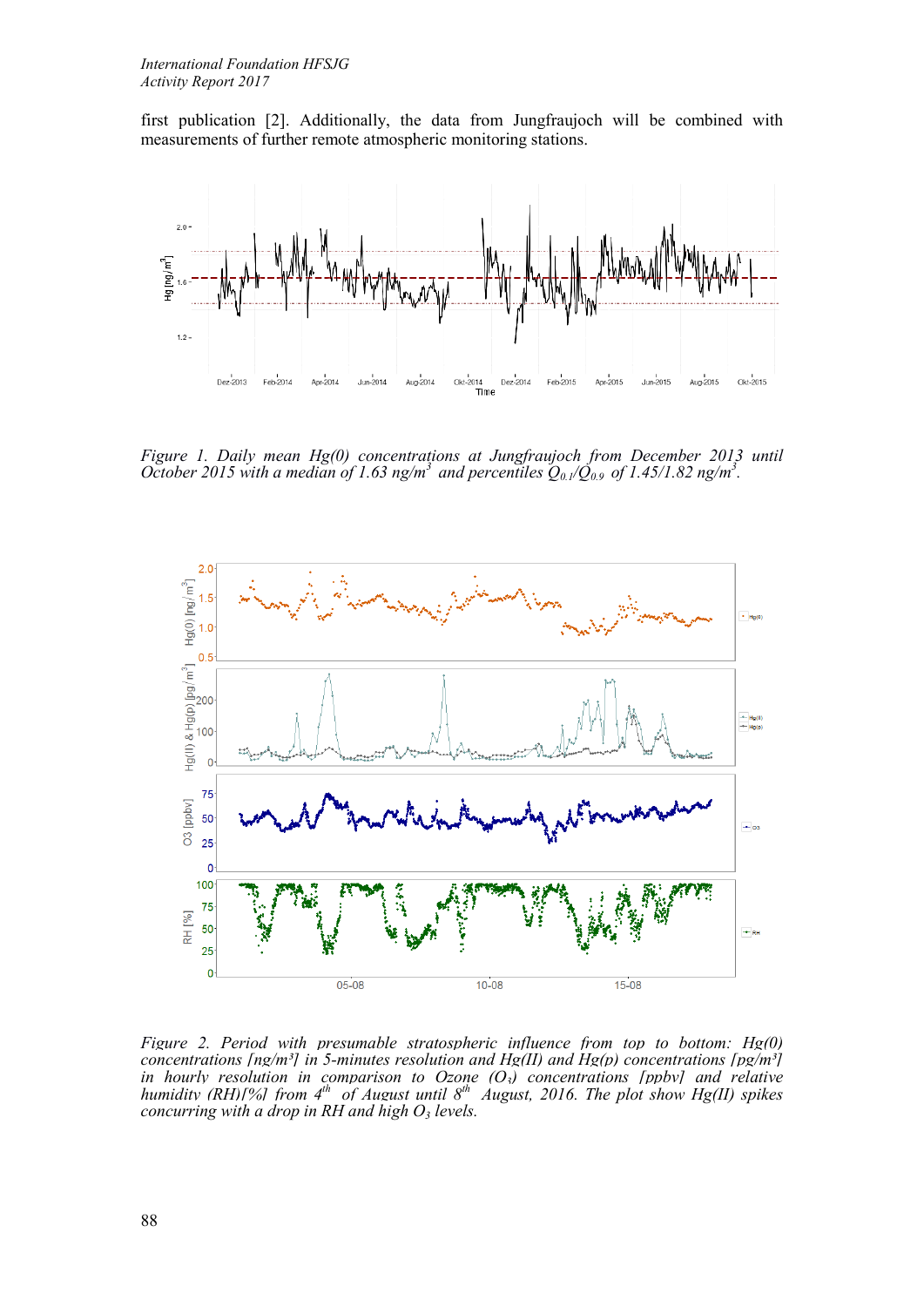first publication [2]. Additionally, the data from Jungfraujoch will be combined with measurements of further remote atmospheric monitoring stations.

*Figure 1. Daily mean Hg(0) concentrations at Jungfraujoch from December 2013 until October 2015 with a median of 1.63 ng/m$^3$ and percentiles $Q_{0.1}/Q_{0.9}$ of 1.45/1.82 ng/m$^3$.*

*Figure 2. Period with presumable stratospheric influence from top to bottom: Hg(0) concentrations [ng/m³] in 5-minutes resolution and Hg(II) and Hg(p) concentrations [pg/m³] in hourly resolution in comparison to Ozone ($O_3$) concentrations [ppbv] and relative humidity (RH)[%] from 4$^{th}$ of August until 8$^{th}$ August, 2016. The plot show Hg(II) spikes concurring with a drop in RH and high $O_3$ levels.*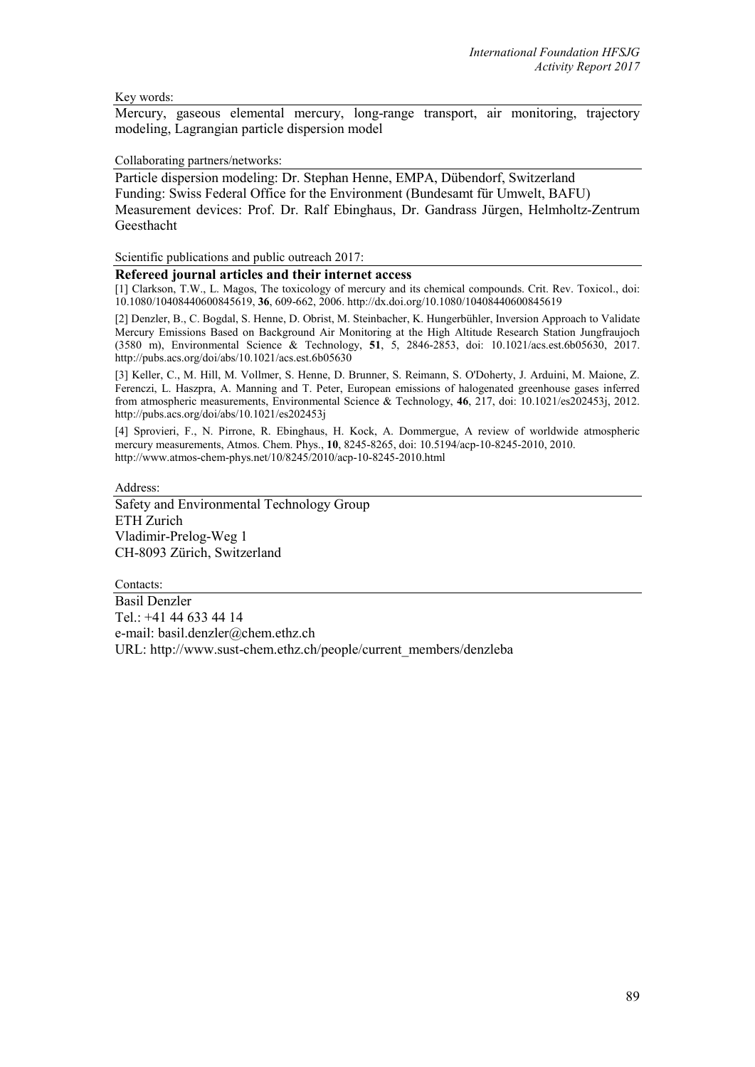Key words:

Mercury, gaseous elemental mercury, long-range transport, air monitoring, trajectory modeling, Lagrangian particle dispersion model

Collaborating partners/networks:

Particle dispersion modeling: Dr. Stephan Henne, EMPA, Dübendorf, Switzerland
Funding: Swiss Federal Office for the Environment (Bundesamt für Umwelt, BAFU)
Measurement devices: Prof. Dr. Ralf Ebinghaus, Dr. Gandrass Jürgen, Helmholtz-Zentrum Geesthacht

Scientific publications and public outreach 2017:

**Refereed journal articles and their internet access**

[1] Clarkson, T.W., L. Magos, The toxicology of mercury and its chemical compounds. Crit. Rev. Toxicol., doi: 10.1080/10408440600845619, **36**, 609-662, 2006. http://dx.doi.org/10.1080/10408440600845619

[2] Denzler, B., C. Bogdal, S. Henne, D. Obrist, M. Steinbacher, K. Hungerbühler, Inversion Approach to Validate Mercury Emissions Based on Background Air Monitoring at the High Altitude Research Station Jungfraujoch (3580 m), Environmental Science & Technology, **51**, 5, 2846-2853, doi: 10.1021/acs.est.6b05630, 2017. http://pubs.acs.org/doi/abs/10.1021/acs.est.6b05630

[3] Keller, C., M. Hill, M. Vollmer, S. Henne, D. Brunner, S. Reimann, S. O'Doherty, J. Arduini, M. Maione, Z. Ferenczi, L. Haszpra, A. Manning and T. Peter, European emissions of halogenated greenhouse gases inferred from atmospheric measurements, Environmental Science & Technology, **46**, 217, doi: 10.1021/es202453j, 2012. http://pubs.acs.org/doi/abs/10.1021/es202453j

[4] Sprovieri, F., N. Pirrone, R. Ebinghaus, H. Kock, A. Dommergue, A review of worldwide atmospheric mercury measurements, Atmos. Chem. Phys., **10**, 8245-8265, doi: 10.5194/acp-10-8245-2010, 2010. http://www.atmos-chem-phys.net/10/8245/2010/acp-10-8245-2010.html

Address:

Safety and Environmental Technology Group
ETH Zurich
Vladimir-Prelog-Weg 1
CH-8093 Zürich, Switzerland

Contacts:

Basil Denzler
Tel.: +41 44 633 44 14
e-mail: basil.denzler@chem.ethz.ch
URL: http://www.sust-chem.ethz.ch/people/current_members/denzleba